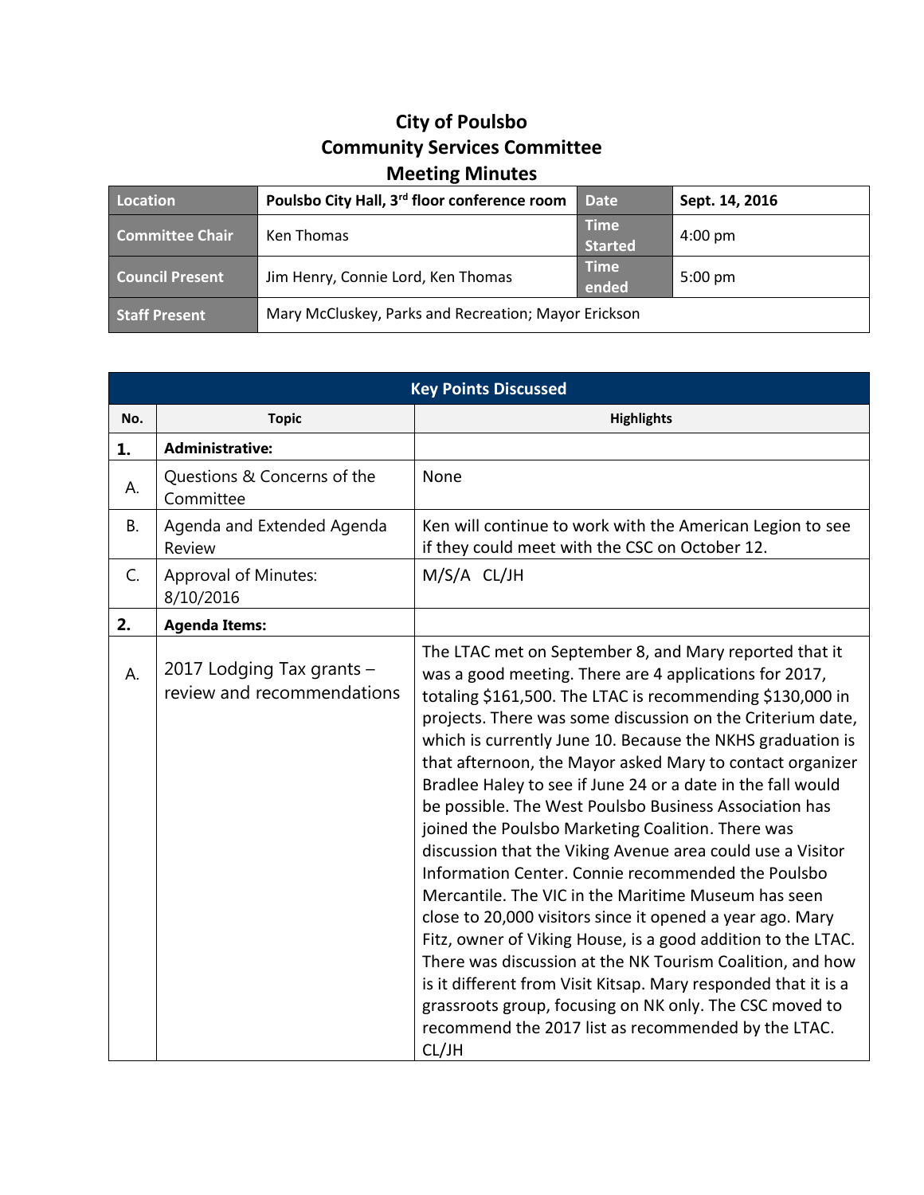# City of Poulsbo
# Community Services Committee
# Meeting Minutes

| Location | Poulsbo City Hall, 3rd floor conference room | Date | Sept. 14, 2016 |
|---|---|---|---|
| Committee Chair | Ken Thomas | Time Started | 4:00 pm |
| Council Present | Jim Henry, Connie Lord, Ken Thomas | Time ended | 5:00 pm |
| Staff Present | Mary McCluskey, Parks and Recreation; Mayor Erickson | | |

| Key Points Discussed | | |
|---|---|---|
| **No.** | **Topic** | **Highlights** |
| **1.** | **Administrative:** | |
| A. | Questions & Concerns of the Committee | None |
| B. | Agenda and Extended Agenda Review | Ken will continue to work with the American Legion to see if they could meet with the CSC on October 12. |
| C. | Approval of Minutes: 8/10/2016 | M/S/A CL/JH |
| **2.** | **Agenda Items:** | |
| A. | 2017 Lodging Tax grants – review and recommendations | The LTAC met on September 8, and Mary reported that it was a good meeting. There are 4 applications for 2017, totaling $161,500. The LTAC is recommending $130,000 in projects. There was some discussion on the Criterium date, which is currently June 10. Because the NKHS graduation is that afternoon, the Mayor asked Mary to contact organizer Bradlee Haley to see if June 24 or a date in the fall would be possible. The West Poulsbo Business Association has joined the Poulsbo Marketing Coalition. There was discussion that the Viking Avenue area could use a Visitor Information Center. Connie recommended the Poulsbo Mercantile. The VIC in the Maritime Museum has seen close to 20,000 visitors since it opened a year ago. Mary Fitz, owner of Viking House, is a good addition to the LTAC. There was discussion at the NK Tourism Coalition, and how is it different from Visit Kitsap. Mary responded that it is a grassroots group, focusing on NK only. The CSC moved to recommend the 2017 list as recommended by the LTAC. CL/JH |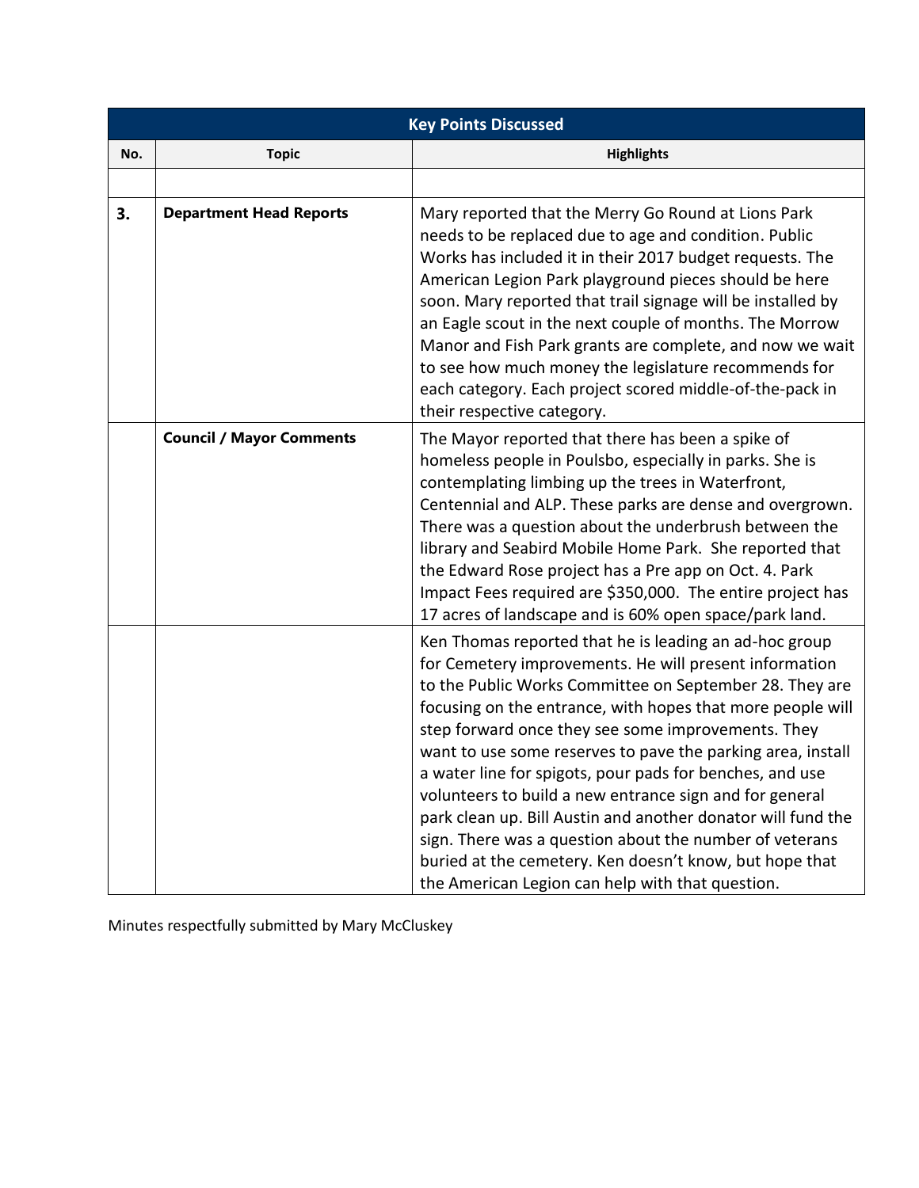| Key Points Discussed | | |
|---|---|---|
| **No.** | **Topic** | **Highlights** |
| | | |
| **3.** | **Department Head Reports** | Mary reported that the Merry Go Round at Lions Park needs to be replaced due to age and condition. Public Works has included it in their 2017 budget requests. The American Legion Park playground pieces should be here soon. Mary reported that trail signage will be installed by an Eagle scout in the next couple of months. The Morrow Manor and Fish Park grants are complete, and now we wait to see how much money the legislature recommends for each category. Each project scored middle-of-the-pack in their respective category. |
| | **Council / Mayor Comments** | The Mayor reported that there has been a spike of homeless people in Poulsbo, especially in parks. She is contemplating limbing up the trees in Waterfront, Centennial and ALP. These parks are dense and overgrown. There was a question about the underbrush between the library and Seabird Mobile Home Park. She reported that the Edward Rose project has a Pre app on Oct. 4. Park Impact Fees required are $350,000. The entire project has 17 acres of landscape and is 60% open space/park land. |
| | | Ken Thomas reported that he is leading an ad-hoc group for Cemetery improvements. He will present information to the Public Works Committee on September 28. They are focusing on the entrance, with hopes that more people will step forward once they see some improvements. They want to use some reserves to pave the parking area, install a water line for spigots, pour pads for benches, and use volunteers to build a new entrance sign and for general park clean up. Bill Austin and another donator will fund the sign. There was a question about the number of veterans buried at the cemetery. Ken doesn't know, but hope that the American Legion can help with that question. |

Minutes respectfully submitted by Mary McCluskey